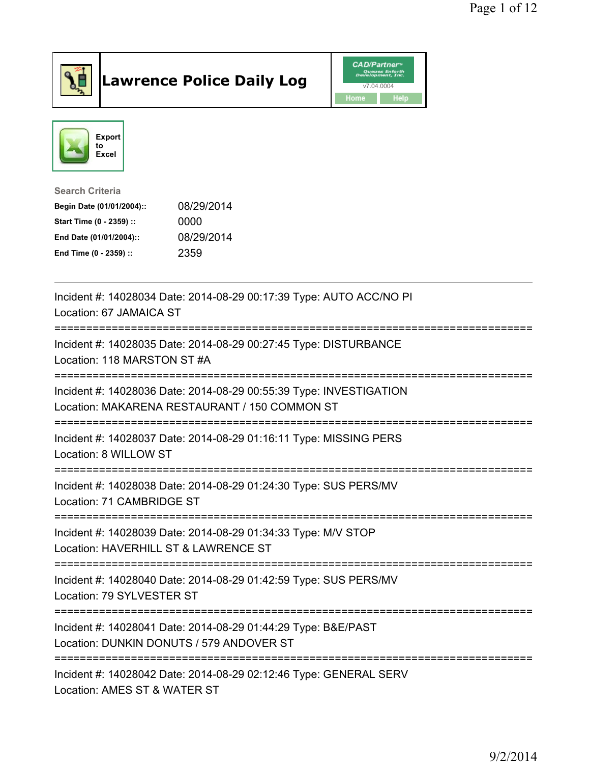# Lawrence Police Daily Log

CAD/Partner v7.04.0004

Home Help

Export to Excel

**Search Criteria**

| | |
|---|---|
| **Begin Date (01/01/2004)::** | 08/29/2014 |
| **Start Time (0 - 2359) ::** | 0000 |
| **End Date (01/01/2004)::** | 08/29/2014 |
| **End Time (0 - 2359) ::** | 2359 |

---

Incident #: 14028034 Date: 2014-08-29 00:17:39 Type: AUTO ACC/NO PI
Location: 67 JAMAICA ST

===========================================================================

Incident #: 14028035 Date: 2014-08-29 00:27:45 Type: DISTURBANCE
Location: 118 MARSTON ST #A

===========================================================================

Incident #: 14028036 Date: 2014-08-29 00:55:39 Type: INVESTIGATION
Location: MAKARENA RESTAURANT / 150 COMMON ST

===========================================================================

Incident #: 14028037 Date: 2014-08-29 01:16:11 Type: MISSING PERS
Location: 8 WILLOW ST

===========================================================================

Incident #: 14028038 Date: 2014-08-29 01:24:30 Type: SUS PERS/MV
Location: 71 CAMBRIDGE ST

===========================================================================

Incident #: 14028039 Date: 2014-08-29 01:34:33 Type: M/V STOP
Location: HAVERHILL ST & LAWRENCE ST

===========================================================================

Incident #: 14028040 Date: 2014-08-29 01:42:59 Type: SUS PERS/MV
Location: 79 SYLVESTER ST

===========================================================================

Incident #: 14028041 Date: 2014-08-29 01:44:29 Type: B&E/PAST
Location: DUNKIN DONUTS / 579 ANDOVER ST

===========================================================================

Incident #: 14028042 Date: 2014-08-29 02:12:46 Type: GENERAL SERV
Location: AMES ST & WATER ST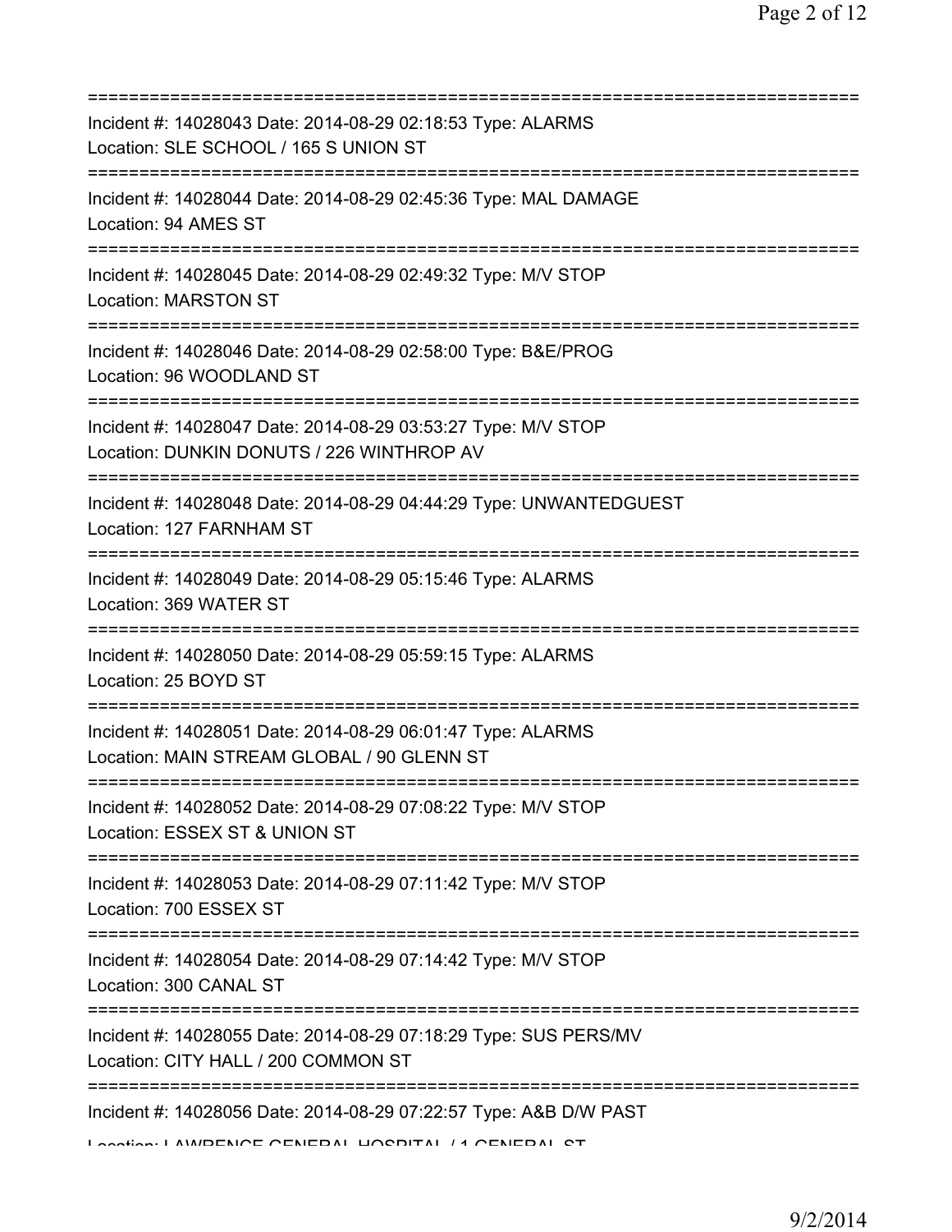===========================================================================
Incident #: 14028043 Date: 2014-08-29 02:18:53 Type: ALARMS
Location: SLE SCHOOL / 165 S UNION ST
===========================================================================
Incident #: 14028044 Date: 2014-08-29 02:45:36 Type: MAL DAMAGE
Location: 94 AMES ST
===========================================================================
Incident #: 14028045 Date: 2014-08-29 02:49:32 Type: M/V STOP
Location: MARSTON ST
===========================================================================
Incident #: 14028046 Date: 2014-08-29 02:58:00 Type: B&E/PROG
Location: 96 WOODLAND ST
===========================================================================
Incident #: 14028047 Date: 2014-08-29 03:53:27 Type: M/V STOP
Location: DUNKIN DONUTS / 226 WINTHROP AV
===========================================================================
Incident #: 14028048 Date: 2014-08-29 04:44:29 Type: UNWANTEDGUEST
Location: 127 FARNHAM ST
===========================================================================
Incident #: 14028049 Date: 2014-08-29 05:15:46 Type: ALARMS
Location: 369 WATER ST
===========================================================================
Incident #: 14028050 Date: 2014-08-29 05:59:15 Type: ALARMS
Location: 25 BOYD ST
===========================================================================
Incident #: 14028051 Date: 2014-08-29 06:01:47 Type: ALARMS
Location: MAIN STREAM GLOBAL / 90 GLENN ST
===========================================================================
Incident #: 14028052 Date: 2014-08-29 07:08:22 Type: M/V STOP
Location: ESSEX ST & UNION ST
===========================================================================
Incident #: 14028053 Date: 2014-08-29 07:11:42 Type: M/V STOP
Location: 700 ESSEX ST
===========================================================================
Incident #: 14028054 Date: 2014-08-29 07:14:42 Type: M/V STOP
Location: 300 CANAL ST
===========================================================================
Incident #: 14028055 Date: 2014-08-29 07:18:29 Type: SUS PERS/MV
Location: CITY HALL / 200 COMMON ST
===========================================================================
Incident #: 14028056 Date: 2014-08-29 07:22:57 Type: A&B D/W PAST
Location: LAWRENCE GENERAL HOSPITAL / 1 GENERAL ST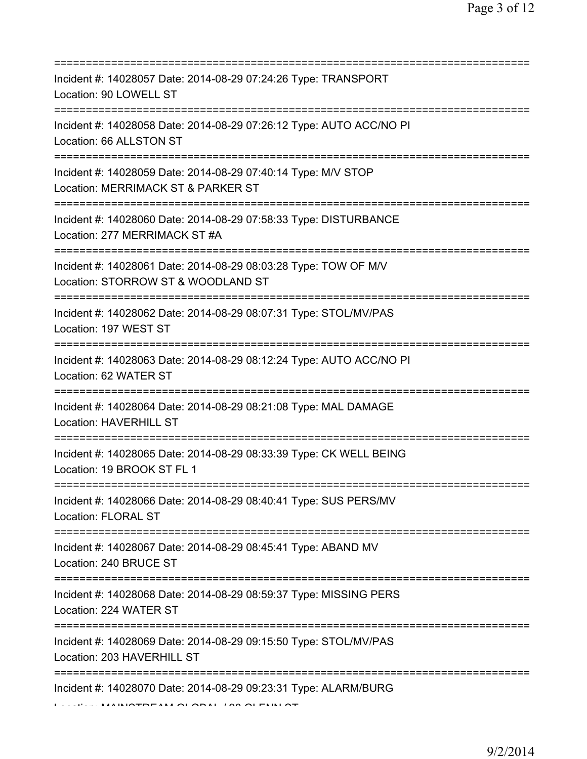===========================================================================
Incident #: 14028057 Date: 2014-08-29 07:24:26 Type: TRANSPORT
Location: 90 LOWELL ST
===========================================================================
Incident #: 14028058 Date: 2014-08-29 07:26:12 Type: AUTO ACC/NO PI
Location: 66 ALLSTON ST
===========================================================================
Incident #: 14028059 Date: 2014-08-29 07:40:14 Type: M/V STOP
Location: MERRIMACK ST & PARKER ST
===========================================================================
Incident #: 14028060 Date: 2014-08-29 07:58:33 Type: DISTURBANCE
Location: 277 MERRIMACK ST #A
===========================================================================
Incident #: 14028061 Date: 2014-08-29 08:03:28 Type: TOW OF M/V
Location: STORROW ST & WOODLAND ST
===========================================================================
Incident #: 14028062 Date: 2014-08-29 08:07:31 Type: STOL/MV/PAS
Location: 197 WEST ST
===========================================================================
Incident #: 14028063 Date: 2014-08-29 08:12:24 Type: AUTO ACC/NO PI
Location: 62 WATER ST
===========================================================================
Incident #: 14028064 Date: 2014-08-29 08:21:08 Type: MAL DAMAGE
Location: HAVERHILL ST
===========================================================================
Incident #: 14028065 Date: 2014-08-29 08:33:39 Type: CK WELL BEING
Location: 19 BROOK ST FL 1
===========================================================================
Incident #: 14028066 Date: 2014-08-29 08:40:41 Type: SUS PERS/MV
Location: FLORAL ST
===========================================================================
Incident #: 14028067 Date: 2014-08-29 08:45:41 Type: ABAND MV
Location: 240 BRUCE ST
===========================================================================
Incident #: 14028068 Date: 2014-08-29 08:59:37 Type: MISSING PERS
Location: 224 WATER ST
===========================================================================
Incident #: 14028069 Date: 2014-08-29 09:15:50 Type: STOL/MV/PAS
Location: 203 HAVERHILL ST
===========================================================================
Incident #: 14028070 Date: 2014-08-29 09:23:31 Type: ALARM/BURG
Location: MAINSTREAM GLOBAL / 90 GLENN ST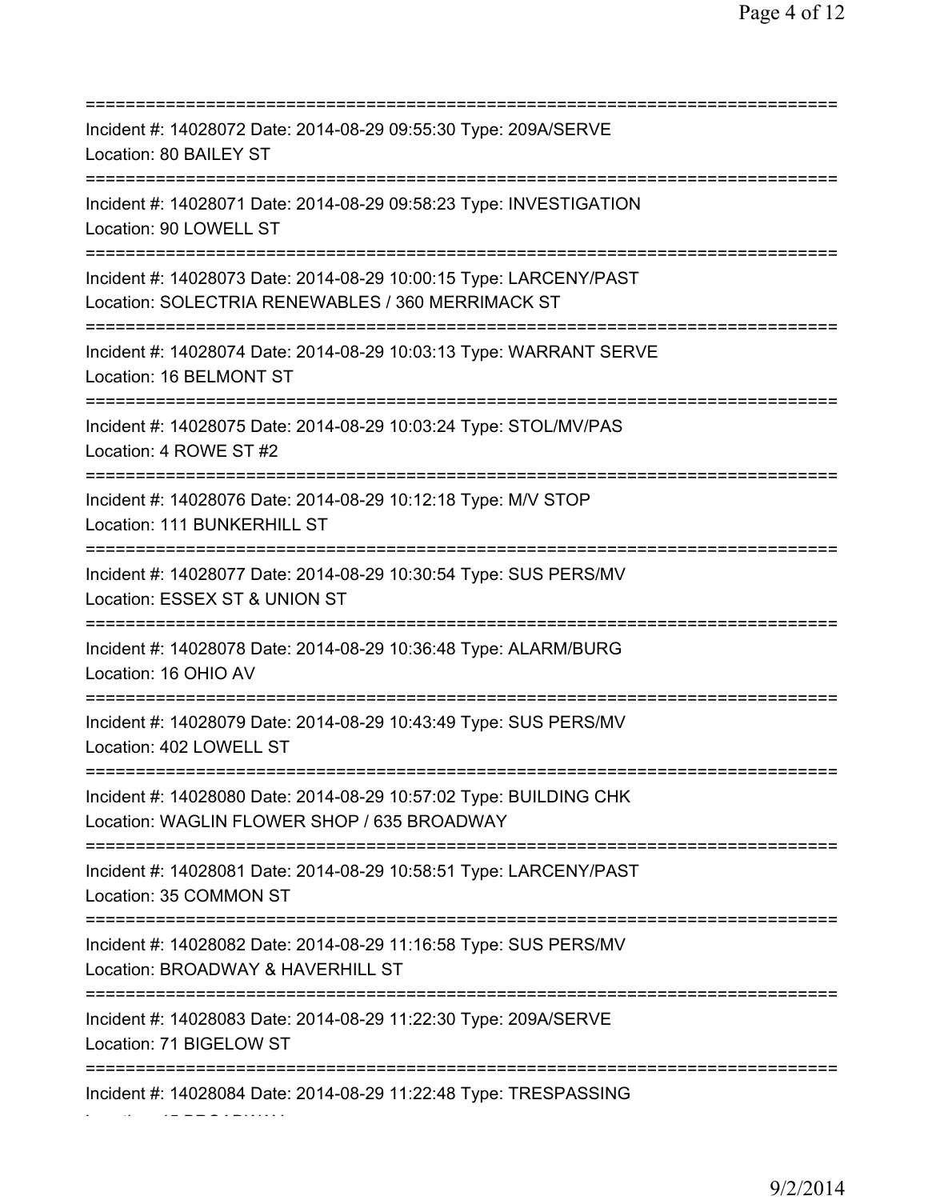===========================================================================

Incident #: 14028072 Date: 2014-08-29 09:55:30 Type: 209A/SERVE

Location: 80 BAILEY ST

===========================================================================

Incident #: 14028071 Date: 2014-08-29 09:58:23 Type: INVESTIGATION

Location: 90 LOWELL ST

===========================================================================

Incident #: 14028073 Date: 2014-08-29 10:00:15 Type: LARCENY/PAST

Location: SOLECTRIA RENEWABLES / 360 MERRIMACK ST

===========================================================================

Incident #: 14028074 Date: 2014-08-29 10:03:13 Type: WARRANT SERVE

Location: 16 BELMONT ST

===========================================================================

Incident #: 14028075 Date: 2014-08-29 10:03:24 Type: STOL/MV/PAS

Location: 4 ROWE ST #2

===========================================================================

Incident #: 14028076 Date: 2014-08-29 10:12:18 Type: M/V STOP

Location: 111 BUNKERHILL ST

===========================================================================

Incident #: 14028077 Date: 2014-08-29 10:30:54 Type: SUS PERS/MV

Location: ESSEX ST & UNION ST

===========================================================================

Incident #: 14028078 Date: 2014-08-29 10:36:48 Type: ALARM/BURG

Location: 16 OHIO AV

===========================================================================

Incident #: 14028079 Date: 2014-08-29 10:43:49 Type: SUS PERS/MV

Location: 402 LOWELL ST

===========================================================================

Incident #: 14028080 Date: 2014-08-29 10:57:02 Type: BUILDING CHK

Location: WAGLIN FLOWER SHOP / 635 BROADWAY

===========================================================================

Incident #: 14028081 Date: 2014-08-29 10:58:51 Type: LARCENY/PAST

Location: 35 COMMON ST

===========================================================================

Incident #: 14028082 Date: 2014-08-29 11:16:58 Type: SUS PERS/MV

Location: BROADWAY & HAVERHILL ST

===========================================================================

Incident #: 14028083 Date: 2014-08-29 11:22:30 Type: 209A/SERVE

Location: 71 BIGELOW ST

===========================================================================

Incident #: 14028084 Date: 2014-08-29 11:22:48 Type: TRESPASSING

Location: 45 BROADWAY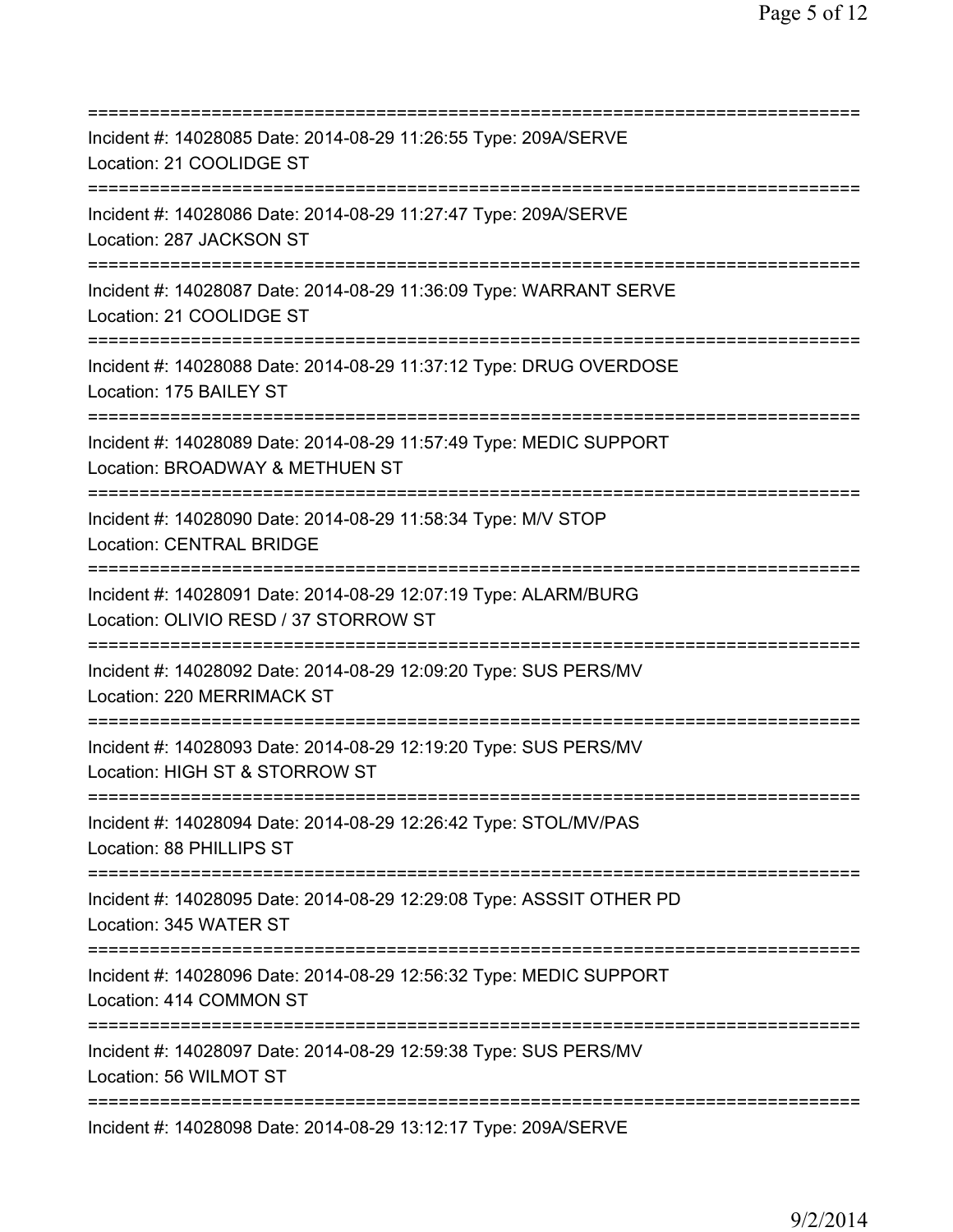===========================================================================
Incident #: 14028085 Date: 2014-08-29 11:26:55 Type: 209A/SERVE
Location: 21 COOLIDGE ST
===========================================================================
Incident #: 14028086 Date: 2014-08-29 11:27:47 Type: 209A/SERVE
Location: 287 JACKSON ST
===========================================================================
Incident #: 14028087 Date: 2014-08-29 11:36:09 Type: WARRANT SERVE
Location: 21 COOLIDGE ST
===========================================================================
Incident #: 14028088 Date: 2014-08-29 11:37:12 Type: DRUG OVERDOSE
Location: 175 BAILEY ST
===========================================================================
Incident #: 14028089 Date: 2014-08-29 11:57:49 Type: MEDIC SUPPORT
Location: BROADWAY & METHUEN ST
===========================================================================
Incident #: 14028090 Date: 2014-08-29 11:58:34 Type: M/V STOP
Location: CENTRAL BRIDGE
===========================================================================
Incident #: 14028091 Date: 2014-08-29 12:07:19 Type: ALARM/BURG
Location: OLIVIO RESD / 37 STORROW ST
===========================================================================
Incident #: 14028092 Date: 2014-08-29 12:09:20 Type: SUS PERS/MV
Location: 220 MERRIMACK ST
===========================================================================
Incident #: 14028093 Date: 2014-08-29 12:19:20 Type: SUS PERS/MV
Location: HIGH ST & STORROW ST
===========================================================================
Incident #: 14028094 Date: 2014-08-29 12:26:42 Type: STOL/MV/PAS
Location: 88 PHILLIPS ST
===========================================================================
Incident #: 14028095 Date: 2014-08-29 12:29:08 Type: ASSSIT OTHER PD
Location: 345 WATER ST
===========================================================================
Incident #: 14028096 Date: 2014-08-29 12:56:32 Type: MEDIC SUPPORT
Location: 414 COMMON ST
===========================================================================
Incident #: 14028097 Date: 2014-08-29 12:59:38 Type: SUS PERS/MV
Location: 56 WILMOT ST
===========================================================================
Incident #: 14028098 Date: 2014-08-29 13:12:17 Type: 209A/SERVE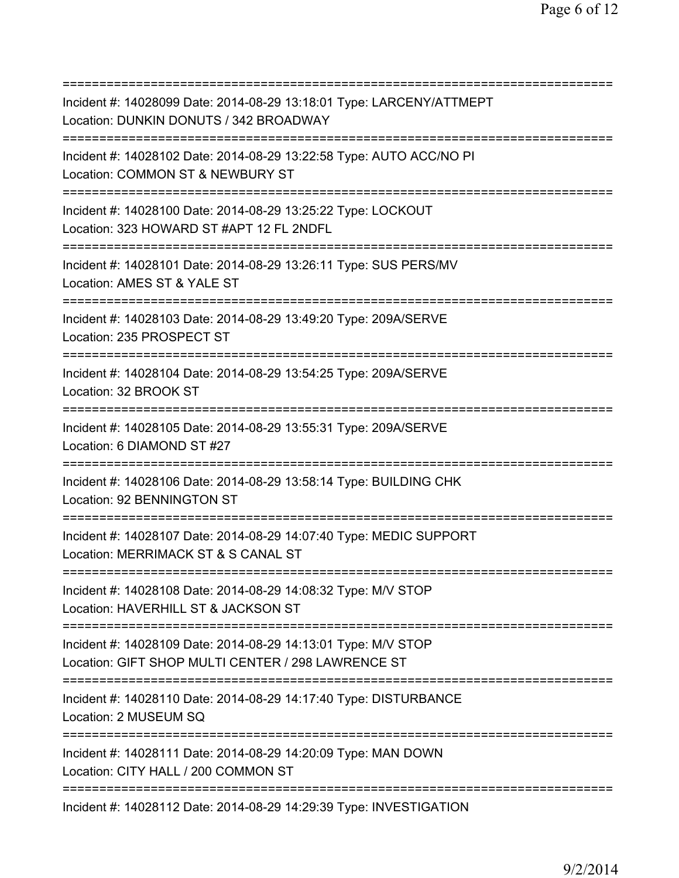===========================================================================
Incident #: 14028099 Date: 2014-08-29 13:18:01 Type: LARCENY/ATTMEPT
Location: DUNKIN DONUTS / 342 BROADWAY
===========================================================================
Incident #: 14028102 Date: 2014-08-29 13:22:58 Type: AUTO ACC/NO PI
Location: COMMON ST & NEWBURY ST
===========================================================================
Incident #: 14028100 Date: 2014-08-29 13:25:22 Type: LOCKOUT
Location: 323 HOWARD ST #APT 12 FL 2NDFL
===========================================================================
Incident #: 14028101 Date: 2014-08-29 13:26:11 Type: SUS PERS/MV
Location: AMES ST & YALE ST
===========================================================================
Incident #: 14028103 Date: 2014-08-29 13:49:20 Type: 209A/SERVE
Location: 235 PROSPECT ST
===========================================================================
Incident #: 14028104 Date: 2014-08-29 13:54:25 Type: 209A/SERVE
Location: 32 BROOK ST
===========================================================================
Incident #: 14028105 Date: 2014-08-29 13:55:31 Type: 209A/SERVE
Location: 6 DIAMOND ST #27
===========================================================================
Incident #: 14028106 Date: 2014-08-29 13:58:14 Type: BUILDING CHK
Location: 92 BENNINGTON ST
===========================================================================
Incident #: 14028107 Date: 2014-08-29 14:07:40 Type: MEDIC SUPPORT
Location: MERRIMACK ST & S CANAL ST
===========================================================================
Incident #: 14028108 Date: 2014-08-29 14:08:32 Type: M/V STOP
Location: HAVERHILL ST & JACKSON ST
===========================================================================
Incident #: 14028109 Date: 2014-08-29 14:13:01 Type: M/V STOP
Location: GIFT SHOP MULTI CENTER / 298 LAWRENCE ST
===========================================================================
Incident #: 14028110 Date: 2014-08-29 14:17:40 Type: DISTURBANCE
Location: 2 MUSEUM SQ
===========================================================================
Incident #: 14028111 Date: 2014-08-29 14:20:09 Type: MAN DOWN
Location: CITY HALL / 200 COMMON ST
===========================================================================
Incident #: 14028112 Date: 2014-08-29 14:29:39 Type: INVESTIGATION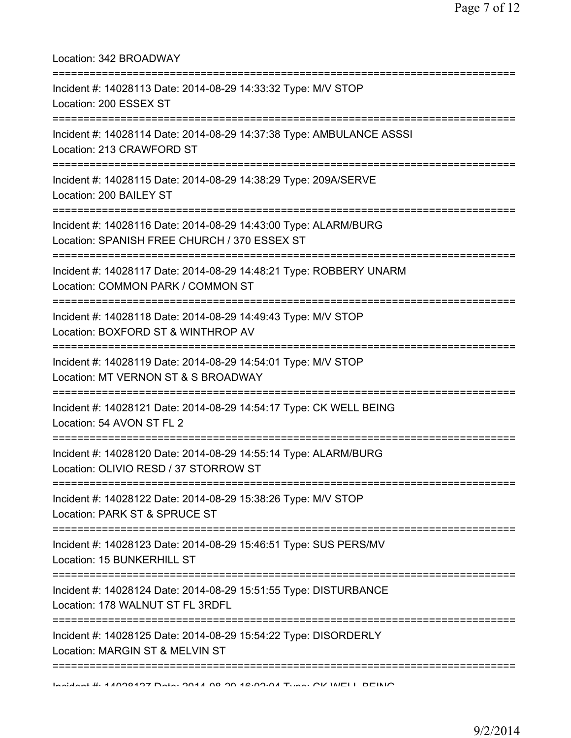Location: 342 BROADWAY

===========================================================================

Incident #: 14028113 Date: 2014-08-29 14:33:32 Type: M/V STOP
Location: 200 ESSEX ST

===========================================================================

Incident #: 14028114 Date: 2014-08-29 14:37:38 Type: AMBULANCE ASSSI
Location: 213 CRAWFORD ST

===========================================================================

Incident #: 14028115 Date: 2014-08-29 14:38:29 Type: 209A/SERVE
Location: 200 BAILEY ST

===========================================================================

Incident #: 14028116 Date: 2014-08-29 14:43:00 Type: ALARM/BURG
Location: SPANISH FREE CHURCH / 370 ESSEX ST

===========================================================================

Incident #: 14028117 Date: 2014-08-29 14:48:21 Type: ROBBERY UNARM
Location: COMMON PARK / COMMON ST

===========================================================================

Incident #: 14028118 Date: 2014-08-29 14:49:43 Type: M/V STOP
Location: BOXFORD ST & WINTHROP AV

===========================================================================

Incident #: 14028119 Date: 2014-08-29 14:54:01 Type: M/V STOP
Location: MT VERNON ST & S BROADWAY

===========================================================================

Incident #: 14028121 Date: 2014-08-29 14:54:17 Type: CK WELL BEING
Location: 54 AVON ST FL 2

===========================================================================

Incident #: 14028120 Date: 2014-08-29 14:55:14 Type: ALARM/BURG
Location: OLIVIO RESD / 37 STORROW ST

===========================================================================

Incident #: 14028122 Date: 2014-08-29 15:38:26 Type: M/V STOP
Location: PARK ST & SPRUCE ST

===========================================================================

Incident #: 14028123 Date: 2014-08-29 15:46:51 Type: SUS PERS/MV
Location: 15 BUNKERHILL ST

===========================================================================

Incident #: 14028124 Date: 2014-08-29 15:51:55 Type: DISTURBANCE
Location: 178 WALNUT ST FL 3RDFL

===========================================================================

Incident #: 14028125 Date: 2014-08-29 15:54:22 Type: DISORDERLY
Location: MARGIN ST & MELVIN ST

===========================================================================

Incident #: 14028127 Date: 2014-08-29 16:02:04 Type: CK WELL BEING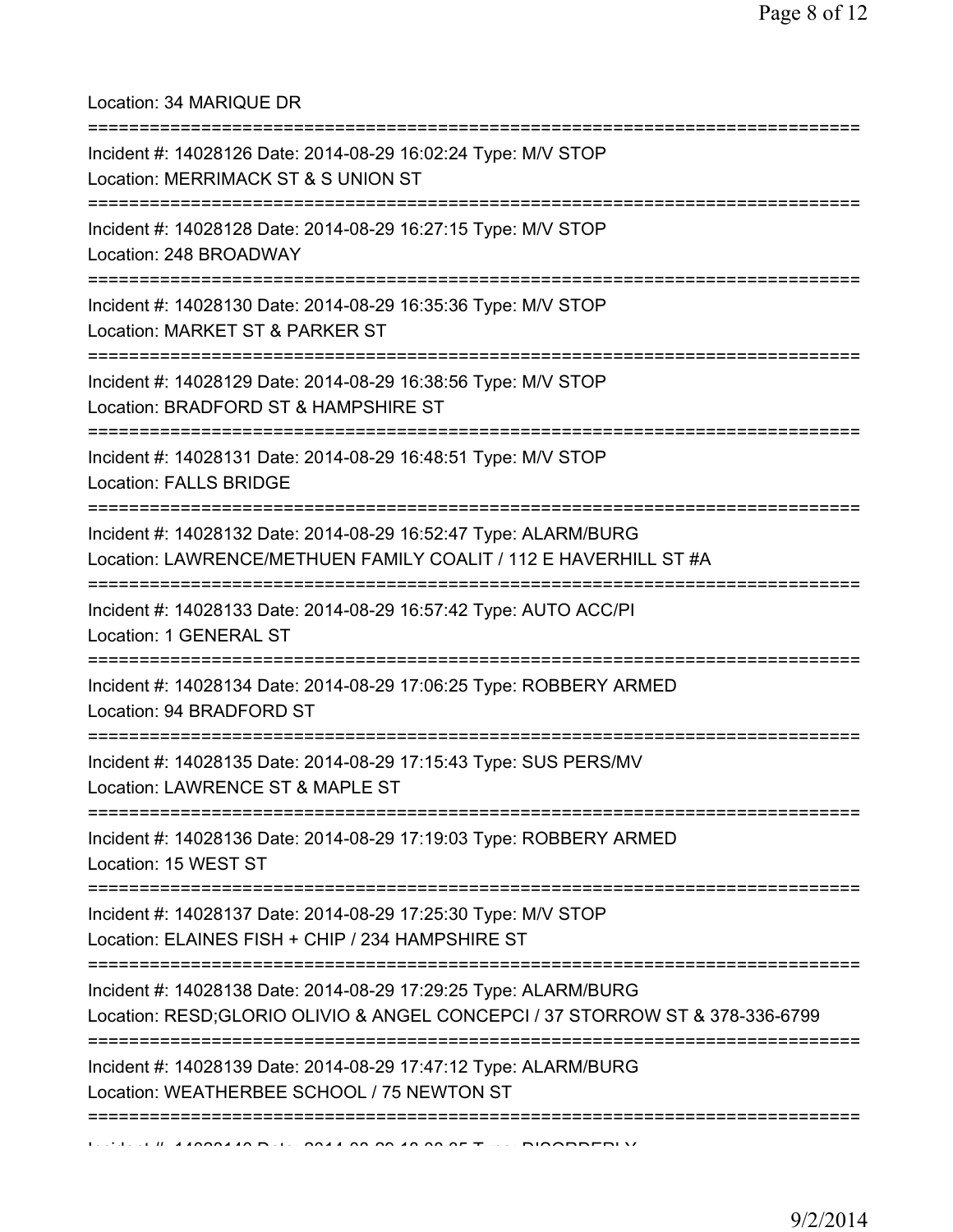Location: 34 MARIQUE DR

===========================================================================

Incident #: 14028126 Date: 2014-08-29 16:02:24 Type: M/V STOP

Location: MERRIMACK ST & S UNION ST

===========================================================================

Incident #: 14028128 Date: 2014-08-29 16:27:15 Type: M/V STOP

Location: 248 BROADWAY

===========================================================================

Incident #: 14028130 Date: 2014-08-29 16:35:36 Type: M/V STOP

Location: MARKET ST & PARKER ST

===========================================================================

Incident #: 14028129 Date: 2014-08-29 16:38:56 Type: M/V STOP

Location: BRADFORD ST & HAMPSHIRE ST

===========================================================================

Incident #: 14028131 Date: 2014-08-29 16:48:51 Type: M/V STOP

Location: FALLS BRIDGE

===========================================================================

Incident #: 14028132 Date: 2014-08-29 16:52:47 Type: ALARM/BURG

Location: LAWRENCE/METHUEN FAMILY COALIT / 112 E HAVERHILL ST #A

===========================================================================

Incident #: 14028133 Date: 2014-08-29 16:57:42 Type: AUTO ACC/PI

Location: 1 GENERAL ST

===========================================================================

Incident #: 14028134 Date: 2014-08-29 17:06:25 Type: ROBBERY ARMED

Location: 94 BRADFORD ST

===========================================================================

Incident #: 14028135 Date: 2014-08-29 17:15:43 Type: SUS PERS/MV

Location: LAWRENCE ST & MAPLE ST

===========================================================================

Incident #: 14028136 Date: 2014-08-29 17:19:03 Type: ROBBERY ARMED

Location: 15 WEST ST

===========================================================================

Incident #: 14028137 Date: 2014-08-29 17:25:30 Type: M/V STOP

Location: ELAINES FISH + CHIP / 234 HAMPSHIRE ST

===========================================================================

Incident #: 14028138 Date: 2014-08-29 17:29:25 Type: ALARM/BURG

Location: RESD;GLORIO OLIVIO & ANGEL CONCEPCI / 37 STORROW ST & 378-336-6799

===========================================================================

Incident #: 14028139 Date: 2014-08-29 17:47:12 Type: ALARM/BURG

Location: WEATHERBEE SCHOOL / 75 NEWTON ST

===========================================================================

Incident #: 14028140 Date: 2014-08-29 18:03:35 Type: DISORDERLY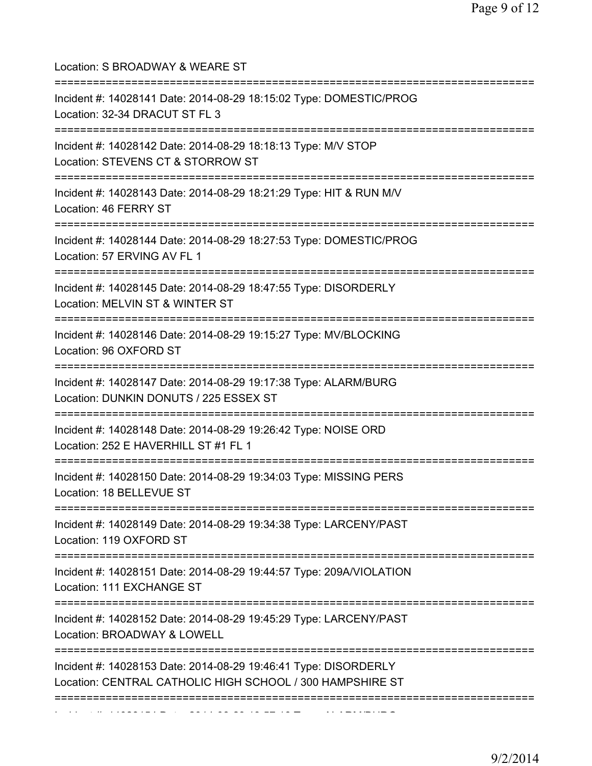Location: S BROADWAY & WEARE ST

===========================================================================

Incident #: 14028141 Date: 2014-08-29 18:15:02 Type: DOMESTIC/PROG
Location: 32-34 DRACUT ST FL 3

===========================================================================

Incident #: 14028142 Date: 2014-08-29 18:18:13 Type: M/V STOP
Location: STEVENS CT & STORROW ST

===========================================================================

Incident #: 14028143 Date: 2014-08-29 18:21:29 Type: HIT & RUN M/V
Location: 46 FERRY ST

===========================================================================

Incident #: 14028144 Date: 2014-08-29 18:27:53 Type: DOMESTIC/PROG
Location: 57 ERVING AV FL 1

===========================================================================

Incident #: 14028145 Date: 2014-08-29 18:47:55 Type: DISORDERLY
Location: MELVIN ST & WINTER ST

===========================================================================

Incident #: 14028146 Date: 2014-08-29 19:15:27 Type: MV/BLOCKING
Location: 96 OXFORD ST

===========================================================================

Incident #: 14028147 Date: 2014-08-29 19:17:38 Type: ALARM/BURG
Location: DUNKIN DONUTS / 225 ESSEX ST

===========================================================================

Incident #: 14028148 Date: 2014-08-29 19:26:42 Type: NOISE ORD
Location: 252 E HAVERHILL ST #1 FL 1

===========================================================================

Incident #: 14028150 Date: 2014-08-29 19:34:03 Type: MISSING PERS
Location: 18 BELLEVUE ST

===========================================================================

Incident #: 14028149 Date: 2014-08-29 19:34:38 Type: LARCENY/PAST
Location: 119 OXFORD ST

===========================================================================

Incident #: 14028151 Date: 2014-08-29 19:44:57 Type: 209A/VIOLATION
Location: 111 EXCHANGE ST

===========================================================================

Incident #: 14028152 Date: 2014-08-29 19:45:29 Type: LARCENY/PAST
Location: BROADWAY & LOWELL

===========================================================================

Incident #: 14028153 Date: 2014-08-29 19:46:41 Type: DISORDERLY
Location: CENTRAL CATHOLIC HIGH SCHOOL / 300 HAMPSHIRE ST

===========================================================================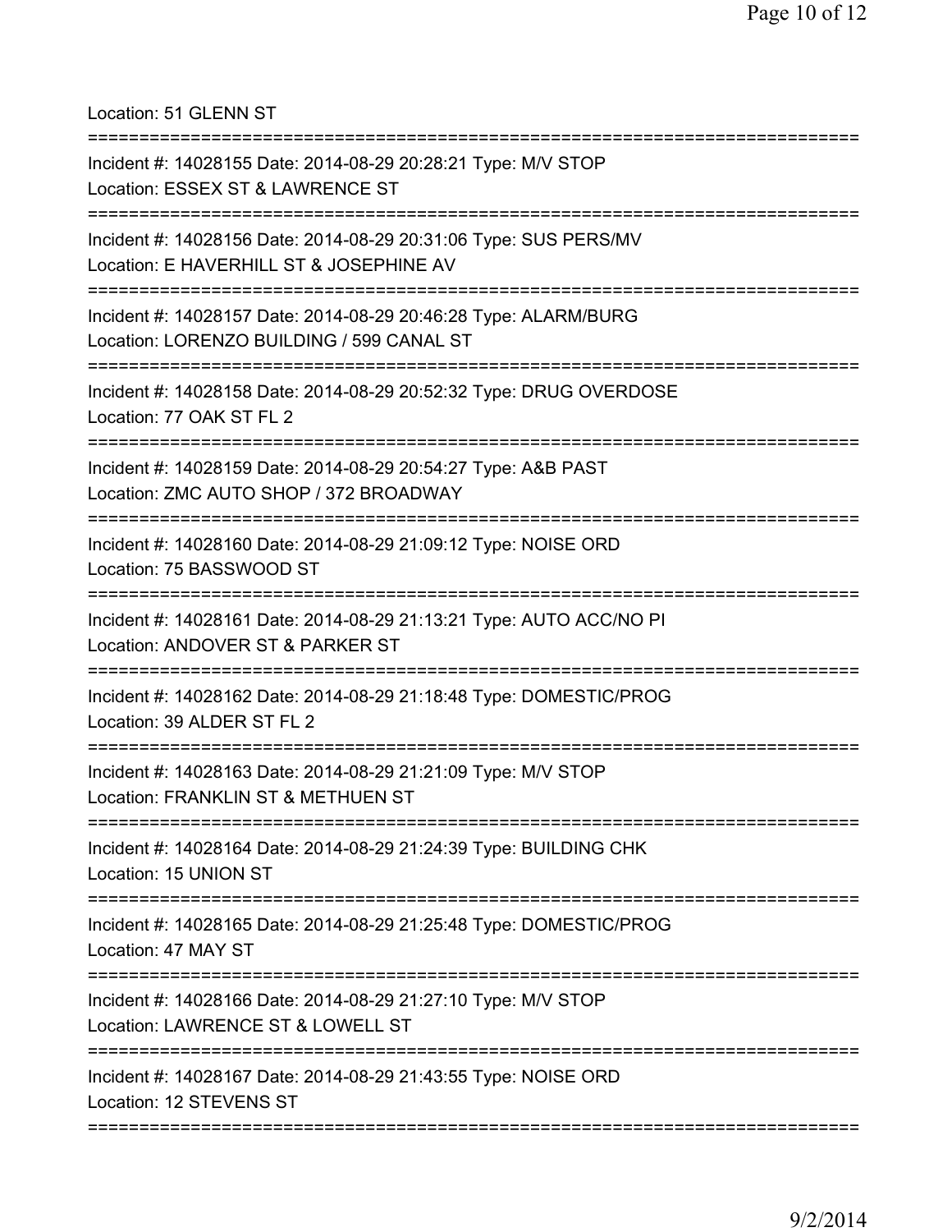Location: 51 GLENN ST

===========================================================================

Incident #: 14028155 Date: 2014-08-29 20:28:21 Type: M/V STOP
Location: ESSEX ST & LAWRENCE ST

===========================================================================

Incident #: 14028156 Date: 2014-08-29 20:31:06 Type: SUS PERS/MV
Location: E HAVERHILL ST & JOSEPHINE AV

===========================================================================

Incident #: 14028157 Date: 2014-08-29 20:46:28 Type: ALARM/BURG
Location: LORENZO BUILDING / 599 CANAL ST

===========================================================================

Incident #: 14028158 Date: 2014-08-29 20:52:32 Type: DRUG OVERDOSE
Location: 77 OAK ST FL 2

===========================================================================

Incident #: 14028159 Date: 2014-08-29 20:54:27 Type: A&B PAST
Location: ZMC AUTO SHOP / 372 BROADWAY

===========================================================================

Incident #: 14028160 Date: 2014-08-29 21:09:12 Type: NOISE ORD
Location: 75 BASSWOOD ST

===========================================================================

Incident #: 14028161 Date: 2014-08-29 21:13:21 Type: AUTO ACC/NO PI
Location: ANDOVER ST & PARKER ST

===========================================================================

Incident #: 14028162 Date: 2014-08-29 21:18:48 Type: DOMESTIC/PROG
Location: 39 ALDER ST FL 2

===========================================================================

Incident #: 14028163 Date: 2014-08-29 21:21:09 Type: M/V STOP
Location: FRANKLIN ST & METHUEN ST

===========================================================================

Incident #: 14028164 Date: 2014-08-29 21:24:39 Type: BUILDING CHK
Location: 15 UNION ST

===========================================================================

Incident #: 14028165 Date: 2014-08-29 21:25:48 Type: DOMESTIC/PROG
Location: 47 MAY ST

===========================================================================

Incident #: 14028166 Date: 2014-08-29 21:27:10 Type: M/V STOP
Location: LAWRENCE ST & LOWELL ST

===========================================================================

Incident #: 14028167 Date: 2014-08-29 21:43:55 Type: NOISE ORD
Location: 12 STEVENS ST

===========================================================================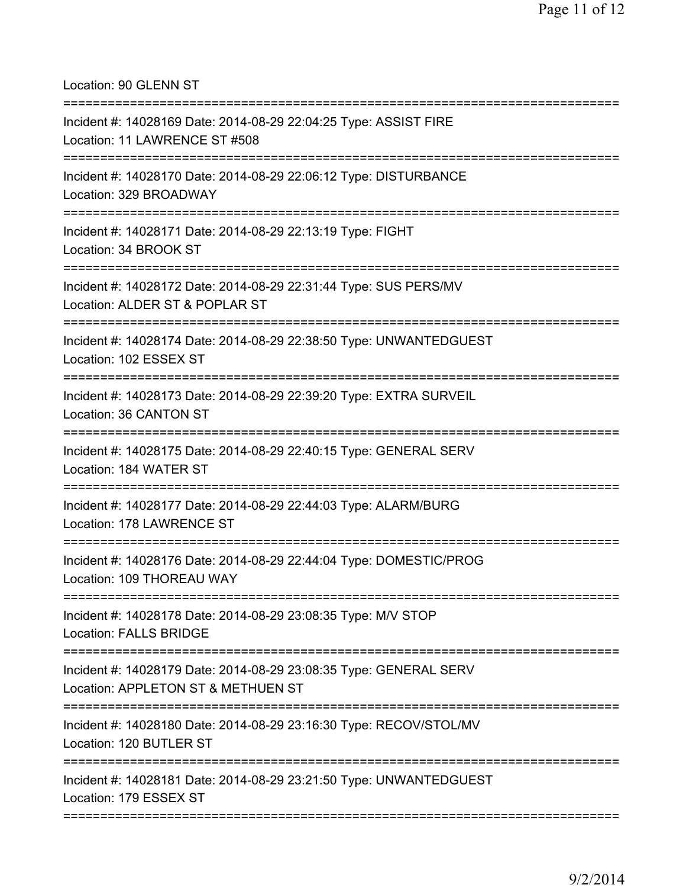Location: 90 GLENN ST

===========================================================================

Incident #: 14028169 Date: 2014-08-29 22:04:25 Type: ASSIST FIRE
Location: 11 LAWRENCE ST #508

===========================================================================

Incident #: 14028170 Date: 2014-08-29 22:06:12 Type: DISTURBANCE
Location: 329 BROADWAY

===========================================================================

Incident #: 14028171 Date: 2014-08-29 22:13:19 Type: FIGHT
Location: 34 BROOK ST

===========================================================================

Incident #: 14028172 Date: 2014-08-29 22:31:44 Type: SUS PERS/MV
Location: ALDER ST & POPLAR ST

===========================================================================

Incident #: 14028174 Date: 2014-08-29 22:38:50 Type: UNWANTEDGUEST
Location: 102 ESSEX ST

===========================================================================

Incident #: 14028173 Date: 2014-08-29 22:39:20 Type: EXTRA SURVEIL
Location: 36 CANTON ST

===========================================================================

Incident #: 14028175 Date: 2014-08-29 22:40:15 Type: GENERAL SERV
Location: 184 WATER ST

===========================================================================

Incident #: 14028177 Date: 2014-08-29 22:44:03 Type: ALARM/BURG
Location: 178 LAWRENCE ST

===========================================================================

Incident #: 14028176 Date: 2014-08-29 22:44:04 Type: DOMESTIC/PROG
Location: 109 THOREAU WAY

===========================================================================

Incident #: 14028178 Date: 2014-08-29 23:08:35 Type: M/V STOP
Location: FALLS BRIDGE

===========================================================================

Incident #: 14028179 Date: 2014-08-29 23:08:35 Type: GENERAL SERV
Location: APPLETON ST & METHUEN ST

===========================================================================

Incident #: 14028180 Date: 2014-08-29 23:16:30 Type: RECOV/STOL/MV
Location: 120 BUTLER ST

===========================================================================

Incident #: 14028181 Date: 2014-08-29 23:21:50 Type: UNWANTEDGUEST
Location: 179 ESSEX ST

===========================================================================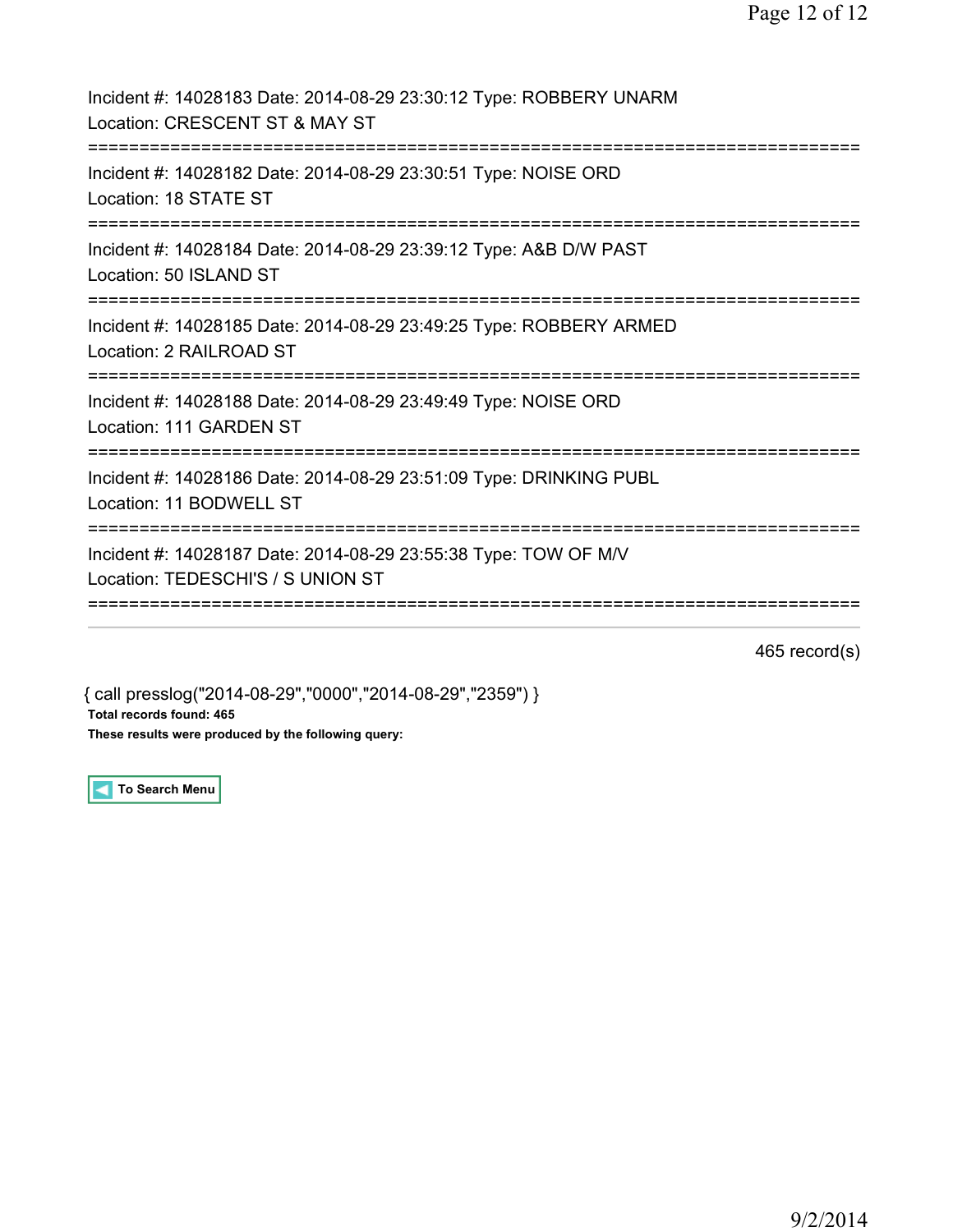Incident #: 14028183 Date: 2014-08-29 23:30:12 Type: ROBBERY UNARM
Location: CRESCENT ST & MAY ST

===========================================================================

Incident #: 14028182 Date: 2014-08-29 23:30:51 Type: NOISE ORD
Location: 18 STATE ST

===========================================================================

Incident #: 14028184 Date: 2014-08-29 23:39:12 Type: A&B D/W PAST
Location: 50 ISLAND ST

===========================================================================

Incident #: 14028185 Date: 2014-08-29 23:49:25 Type: ROBBERY ARMED
Location: 2 RAILROAD ST

===========================================================================

Incident #: 14028188 Date: 2014-08-29 23:49:49 Type: NOISE ORD
Location: 111 GARDEN ST

===========================================================================

Incident #: 14028186 Date: 2014-08-29 23:51:09 Type: DRINKING PUBL
Location: 11 BODWELL ST

===========================================================================

Incident #: 14028187 Date: 2014-08-29 23:55:38 Type: TOW OF M/V
Location: TEDESCHI'S / S UNION ST

===========================================================================

---

465 record(s)

{ call presslog("2014-08-29","0000","2014-08-29","2359") }

**Total records found: 465**

**These results were produced by the following query:**

To Search Menu